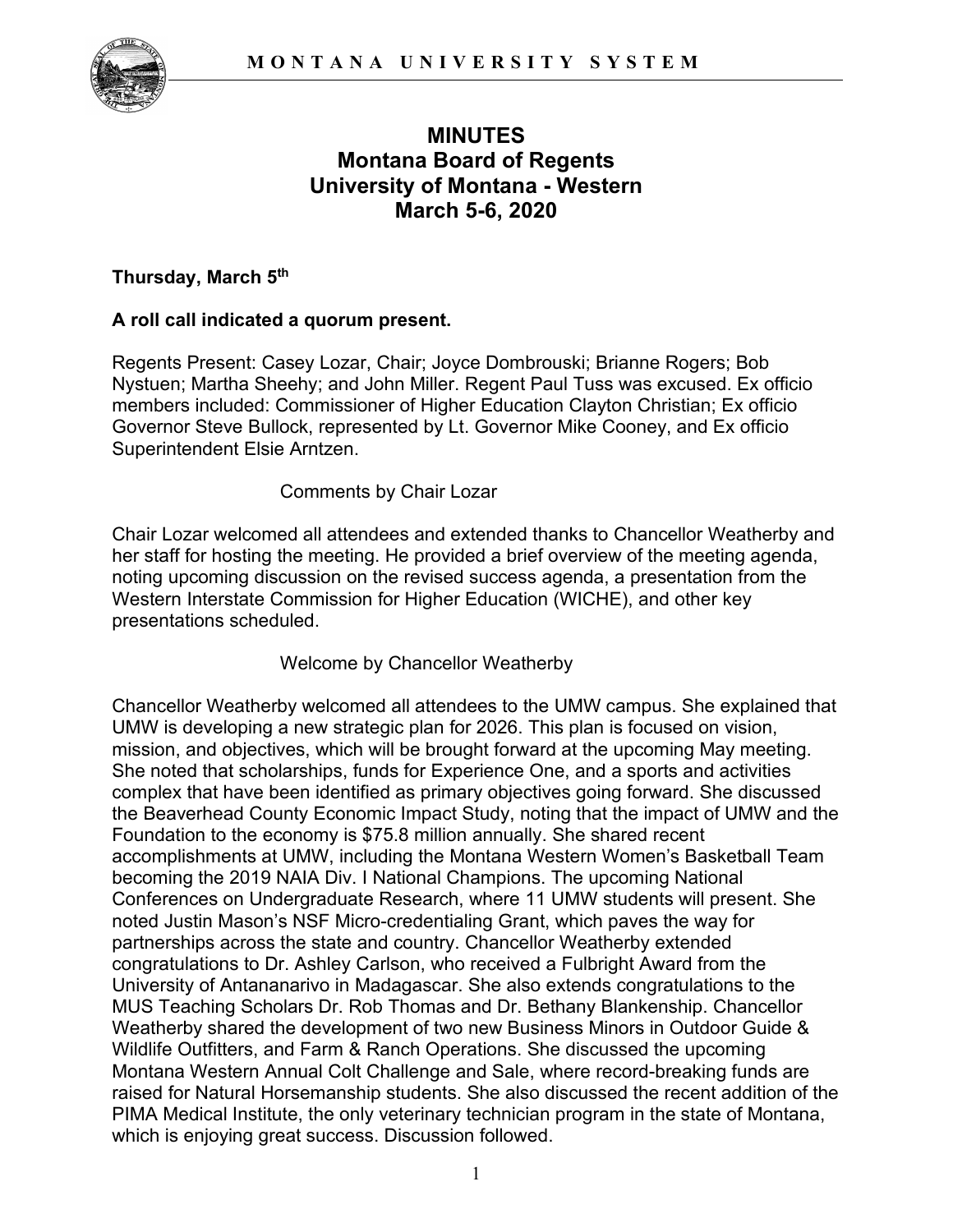# MINUTES
# Montana Board of Regents
# University of Montana - Western
# March 5-6, 2020

**Thursday, March 5th**

**A roll call indicated a quorum present.**

Regents Present: Casey Lozar, Chair; Joyce Dombrouski; Brianne Rogers; Bob Nystuen; Martha Sheehy; and John Miller. Regent Paul Tuss was excused. Ex officio members included: Commissioner of Higher Education Clayton Christian; Ex officio Governor Steve Bullock, represented by Lt. Governor Mike Cooney, and Ex officio Superintendent Elsie Arntzen.

Comments by Chair Lozar

Chair Lozar welcomed all attendees and extended thanks to Chancellor Weatherby and her staff for hosting the meeting. He provided a brief overview of the meeting agenda, noting upcoming discussion on the revised success agenda, a presentation from the Western Interstate Commission for Higher Education (WICHE), and other key presentations scheduled.

Welcome by Chancellor Weatherby

Chancellor Weatherby welcomed all attendees to the UMW campus. She explained that UMW is developing a new strategic plan for 2026. This plan is focused on vision, mission, and objectives, which will be brought forward at the upcoming May meeting. She noted that scholarships, funds for Experience One, and a sports and activities complex that have been identified as primary objectives going forward. She discussed the Beaverhead County Economic Impact Study, noting that the impact of UMW and the Foundation to the economy is $75.8 million annually. She shared recent accomplishments at UMW, including the Montana Western Women's Basketball Team becoming the 2019 NAIA Div. I National Champions. The upcoming National Conferences on Undergraduate Research, where 11 UMW students will present. She noted Justin Mason's NSF Micro-credentialing Grant, which paves the way for partnerships across the state and country. Chancellor Weatherby extended congratulations to Dr. Ashley Carlson, who received a Fulbright Award from the University of Antananarivo in Madagascar. She also extends congratulations to the MUS Teaching Scholars Dr. Rob Thomas and Dr. Bethany Blankenship. Chancellor Weatherby shared the development of two new Business Minors in Outdoor Guide & Wildlife Outfitters, and Farm & Ranch Operations. She discussed the upcoming Montana Western Annual Colt Challenge and Sale, where record-breaking funds are raised for Natural Horsemanship students. She also discussed the recent addition of the PIMA Medical Institute, the only veterinary technician program in the state of Montana, which is enjoying great success. Discussion followed.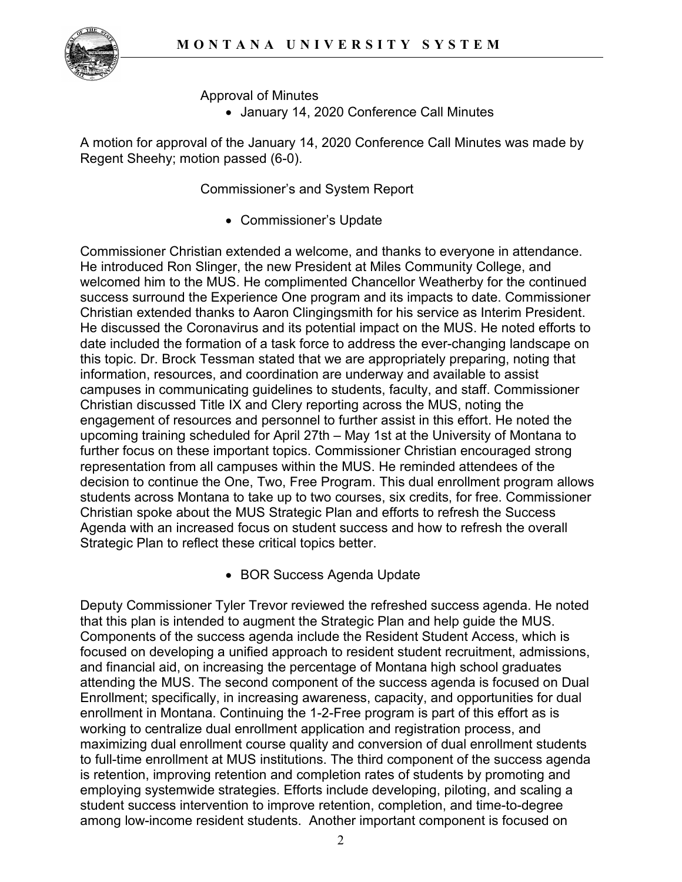Approval of Minutes

- January 14, 2020 Conference Call Minutes

A motion for approval of the January 14, 2020 Conference Call Minutes was made by Regent Sheehy; motion passed (6-0).

Commissioner's and System Report

- Commissioner's Update

Commissioner Christian extended a welcome, and thanks to everyone in attendance. He introduced Ron Slinger, the new President at Miles Community College, and welcomed him to the MUS. He complimented Chancellor Weatherby for the continued success surround the Experience One program and its impacts to date. Commissioner Christian extended thanks to Aaron Clingingsmith for his service as Interim President. He discussed the Coronavirus and its potential impact on the MUS. He noted efforts to date included the formation of a task force to address the ever-changing landscape on this topic. Dr. Brock Tessman stated that we are appropriately preparing, noting that information, resources, and coordination are underway and available to assist campuses in communicating guidelines to students, faculty, and staff. Commissioner Christian discussed Title IX and Clery reporting across the MUS, noting the engagement of resources and personnel to further assist in this effort. He noted the upcoming training scheduled for April 27th – May 1st at the University of Montana to further focus on these important topics. Commissioner Christian encouraged strong representation from all campuses within the MUS. He reminded attendees of the decision to continue the One, Two, Free Program. This dual enrollment program allows students across Montana to take up to two courses, six credits, for free. Commissioner Christian spoke about the MUS Strategic Plan and efforts to refresh the Success Agenda with an increased focus on student success and how to refresh the overall Strategic Plan to reflect these critical topics better.

- BOR Success Agenda Update

Deputy Commissioner Tyler Trevor reviewed the refreshed success agenda. He noted that this plan is intended to augment the Strategic Plan and help guide the MUS. Components of the success agenda include the Resident Student Access, which is focused on developing a unified approach to resident student recruitment, admissions, and financial aid, on increasing the percentage of Montana high school graduates attending the MUS. The second component of the success agenda is focused on Dual Enrollment; specifically, in increasing awareness, capacity, and opportunities for dual enrollment in Montana. Continuing the 1-2-Free program is part of this effort as is working to centralize dual enrollment application and registration process, and maximizing dual enrollment course quality and conversion of dual enrollment students to full-time enrollment at MUS institutions. The third component of the success agenda is retention, improving retention and completion rates of students by promoting and employing systemwide strategies. Efforts include developing, piloting, and scaling a student success intervention to improve retention, completion, and time-to-degree among low-income resident students. Another important component is focused on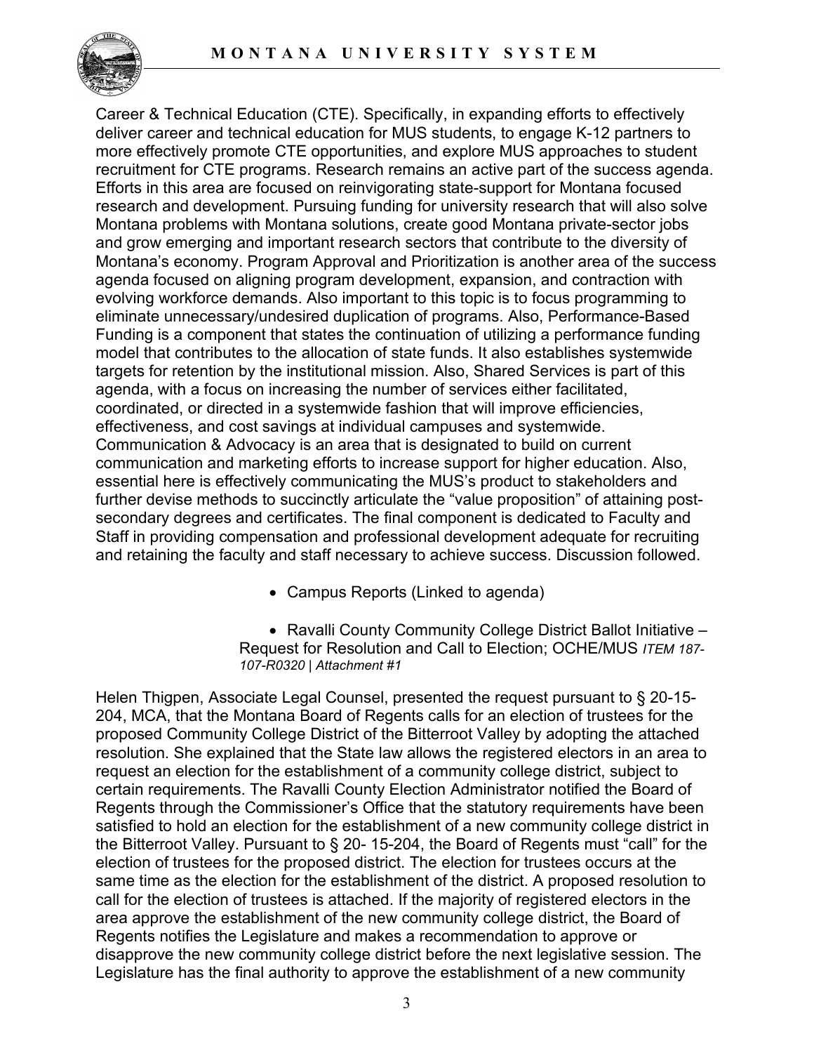Career & Technical Education (CTE). Specifically, in expanding efforts to effectively deliver career and technical education for MUS students, to engage K-12 partners to more effectively promote CTE opportunities, and explore MUS approaches to student recruitment for CTE programs. Research remains an active part of the success agenda. Efforts in this area are focused on reinvigorating state-support for Montana focused research and development. Pursuing funding for university research that will also solve Montana problems with Montana solutions, create good Montana private-sector jobs and grow emerging and important research sectors that contribute to the diversity of Montana's economy. Program Approval and Prioritization is another area of the success agenda focused on aligning program development, expansion, and contraction with evolving workforce demands. Also important to this topic is to focus programming to eliminate unnecessary/undesired duplication of programs. Also, Performance-Based Funding is a component that states the continuation of utilizing a performance funding model that contributes to the allocation of state funds. It also establishes systemwide targets for retention by the institutional mission. Also, Shared Services is part of this agenda, with a focus on increasing the number of services either facilitated, coordinated, or directed in a systemwide fashion that will improve efficiencies, effectiveness, and cost savings at individual campuses and systemwide. Communication & Advocacy is an area that is designated to build on current communication and marketing efforts to increase support for higher education. Also, essential here is effectively communicating the MUS's product to stakeholders and further devise methods to succinctly articulate the "value proposition" of attaining post-secondary degrees and certificates. The final component is dedicated to Faculty and Staff in providing compensation and professional development adequate for recruiting and retaining the faculty and staff necessary to achieve success. Discussion followed.

- Campus Reports (Linked to agenda)

- Ravalli County Community College District Ballot Initiative – Request for Resolution and Call to Election; OCHE/MUS *ITEM 187-107-R0320 | Attachment #1*

Helen Thigpen, Associate Legal Counsel, presented the request pursuant to § 20-15-204, MCA, that the Montana Board of Regents calls for an election of trustees for the proposed Community College District of the Bitterroot Valley by adopting the attached resolution. She explained that the State law allows the registered electors in an area to request an election for the establishment of a community college district, subject to certain requirements. The Ravalli County Election Administrator notified the Board of Regents through the Commissioner's Office that the statutory requirements have been satisfied to hold an election for the establishment of a new community college district in the Bitterroot Valley. Pursuant to § 20- 15-204, the Board of Regents must "call" for the election of trustees for the proposed district. The election for trustees occurs at the same time as the election for the establishment of the district. A proposed resolution to call for the election of trustees is attached. If the majority of registered electors in the area approve the establishment of the new community college district, the Board of Regents notifies the Legislature and makes a recommendation to approve or disapprove the new community college district before the next legislative session. The Legislature has the final authority to approve the establishment of a new community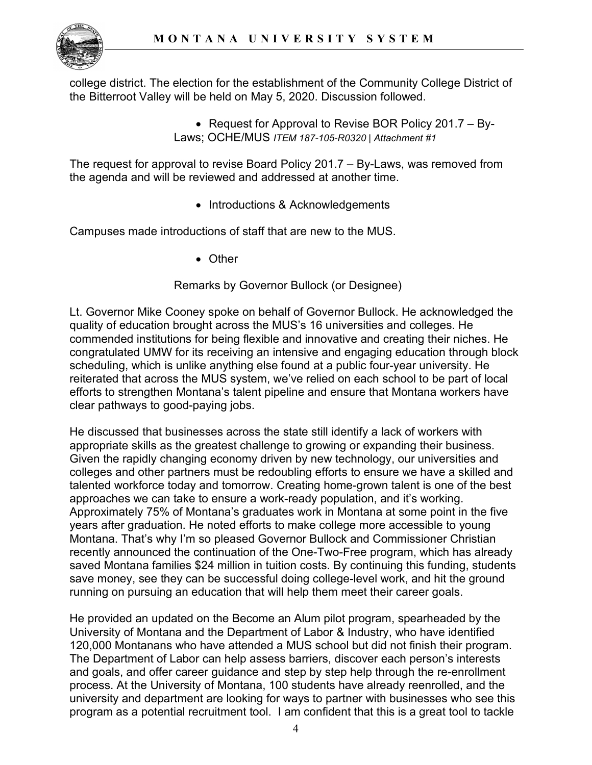college district. The election for the establishment of the Community College District of the Bitterroot Valley will be held on May 5, 2020. Discussion followed.

- Request for Approval to Revise BOR Policy 201.7 – By-Laws; OCHE/MUS *ITEM 187-105-R0320 | Attachment #1*

The request for approval to revise Board Policy 201.7 – By-Laws, was removed from the agenda and will be reviewed and addressed at another time.

- Introductions & Acknowledgements

Campuses made introductions of staff that are new to the MUS.

- Other

Remarks by Governor Bullock (or Designee)

Lt. Governor Mike Cooney spoke on behalf of Governor Bullock. He acknowledged the quality of education brought across the MUS's 16 universities and colleges. He commended institutions for being flexible and innovative and creating their niches. He congratulated UMW for its receiving an intensive and engaging education through block scheduling, which is unlike anything else found at a public four-year university. He reiterated that across the MUS system, we've relied on each school to be part of local efforts to strengthen Montana's talent pipeline and ensure that Montana workers have clear pathways to good-paying jobs.

He discussed that businesses across the state still identify a lack of workers with appropriate skills as the greatest challenge to growing or expanding their business. Given the rapidly changing economy driven by new technology, our universities and colleges and other partners must be redoubling efforts to ensure we have a skilled and talented workforce today and tomorrow. Creating home-grown talent is one of the best approaches we can take to ensure a work-ready population, and it's working. Approximately 75% of Montana's graduates work in Montana at some point in the five years after graduation. He noted efforts to make college more accessible to young Montana. That's why I'm so pleased Governor Bullock and Commissioner Christian recently announced the continuation of the One-Two-Free program, which has already saved Montana families $24 million in tuition costs. By continuing this funding, students save money, see they can be successful doing college-level work, and hit the ground running on pursuing an education that will help them meet their career goals.

He provided an updated on the Become an Alum pilot program, spearheaded by the University of Montana and the Department of Labor & Industry, who have identified 120,000 Montanans who have attended a MUS school but did not finish their program. The Department of Labor can help assess barriers, discover each person's interests and goals, and offer career guidance and step by step help through the re-enrollment process. At the University of Montana, 100 students have already reenrolled, and the university and department are looking for ways to partner with businesses who see this program as a potential recruitment tool. I am confident that this is a great tool to tackle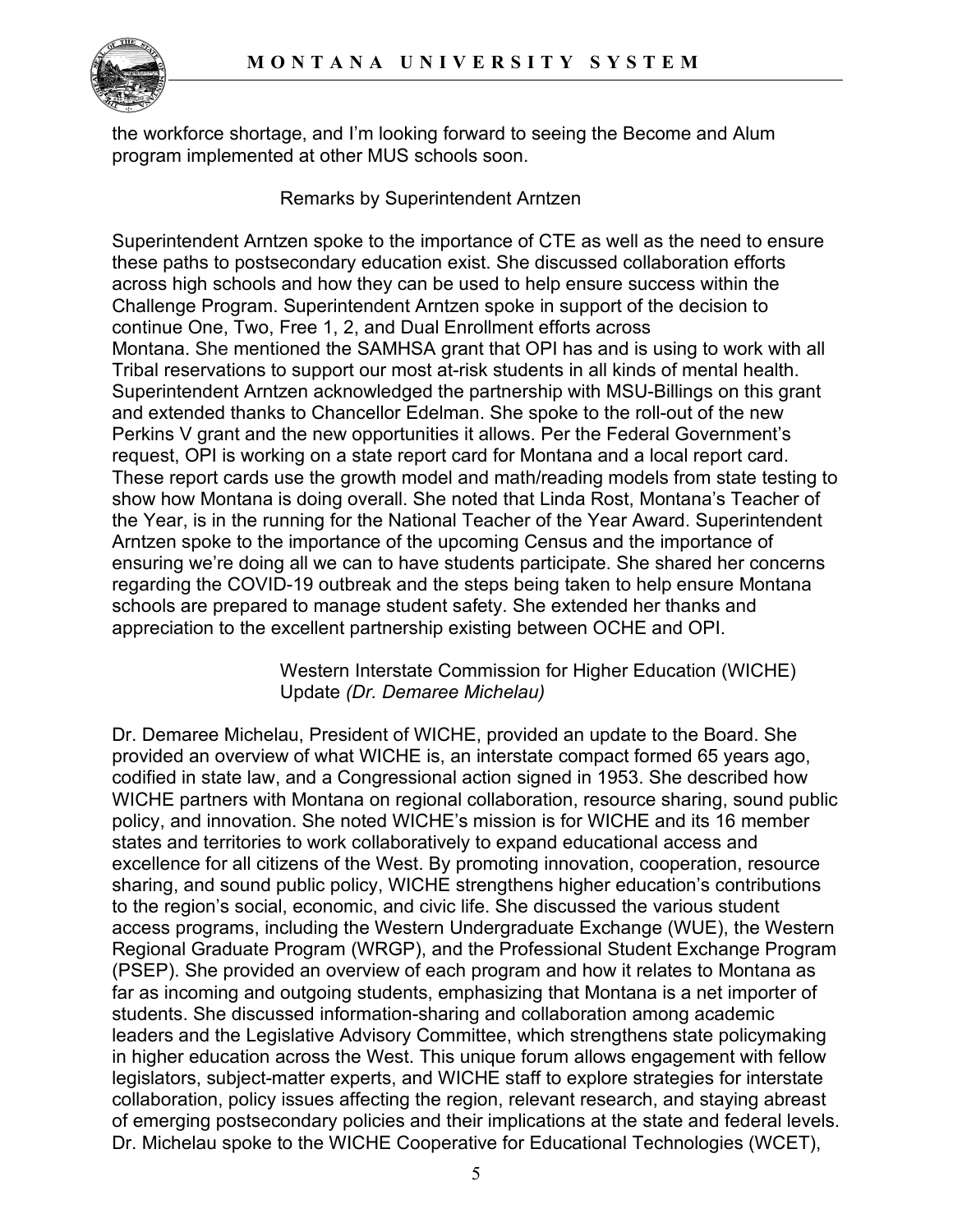the workforce shortage, and I'm looking forward to seeing the Become and Alum program implemented at other MUS schools soon.

### Remarks by Superintendent Arntzen

Superintendent Arntzen spoke to the importance of CTE as well as the need to ensure these paths to postsecondary education exist. She discussed collaboration efforts across high schools and how they can be used to help ensure success within the Challenge Program. Superintendent Arntzen spoke in support of the decision to continue One, Two, Free 1, 2, and Dual Enrollment efforts across Montana. She mentioned the SAMHSA grant that OPI has and is using to work with all Tribal reservations to support our most at-risk students in all kinds of mental health. Superintendent Arntzen acknowledged the partnership with MSU-Billings on this grant and extended thanks to Chancellor Edelman. She spoke to the roll-out of the new Perkins V grant and the new opportunities it allows. Per the Federal Government's request, OPI is working on a state report card for Montana and a local report card. These report cards use the growth model and math/reading models from state testing to show how Montana is doing overall. She noted that Linda Rost, Montana's Teacher of the Year, is in the running for the National Teacher of the Year Award. Superintendent Arntzen spoke to the importance of the upcoming Census and the importance of ensuring we're doing all we can to have students participate. She shared her concerns regarding the COVID-19 outbreak and the steps being taken to help ensure Montana schools are prepared to manage student safety. She extended her thanks and appreciation to the excellent partnership existing between OCHE and OPI.

### Western Interstate Commission for Higher Education (WICHE) Update *(Dr. Demaree Michelau)*

Dr. Demaree Michelau, President of WICHE, provided an update to the Board. She provided an overview of what WICHE is, an interstate compact formed 65 years ago, codified in state law, and a Congressional action signed in 1953. She described how WICHE partners with Montana on regional collaboration, resource sharing, sound public policy, and innovation. She noted WICHE's mission is for WICHE and its 16 member states and territories to work collaboratively to expand educational access and excellence for all citizens of the West. By promoting innovation, cooperation, resource sharing, and sound public policy, WICHE strengthens higher education's contributions to the region's social, economic, and civic life. She discussed the various student access programs, including the Western Undergraduate Exchange (WUE), the Western Regional Graduate Program (WRGP), and the Professional Student Exchange Program (PSEP). She provided an overview of each program and how it relates to Montana as far as incoming and outgoing students, emphasizing that Montana is a net importer of students. She discussed information-sharing and collaboration among academic leaders and the Legislative Advisory Committee, which strengthens state policymaking in higher education across the West. This unique forum allows engagement with fellow legislators, subject-matter experts, and WICHE staff to explore strategies for interstate collaboration, policy issues affecting the region, relevant research, and staying abreast of emerging postsecondary policies and their implications at the state and federal levels. Dr. Michelau spoke to the WICHE Cooperative for Educational Technologies (WCET),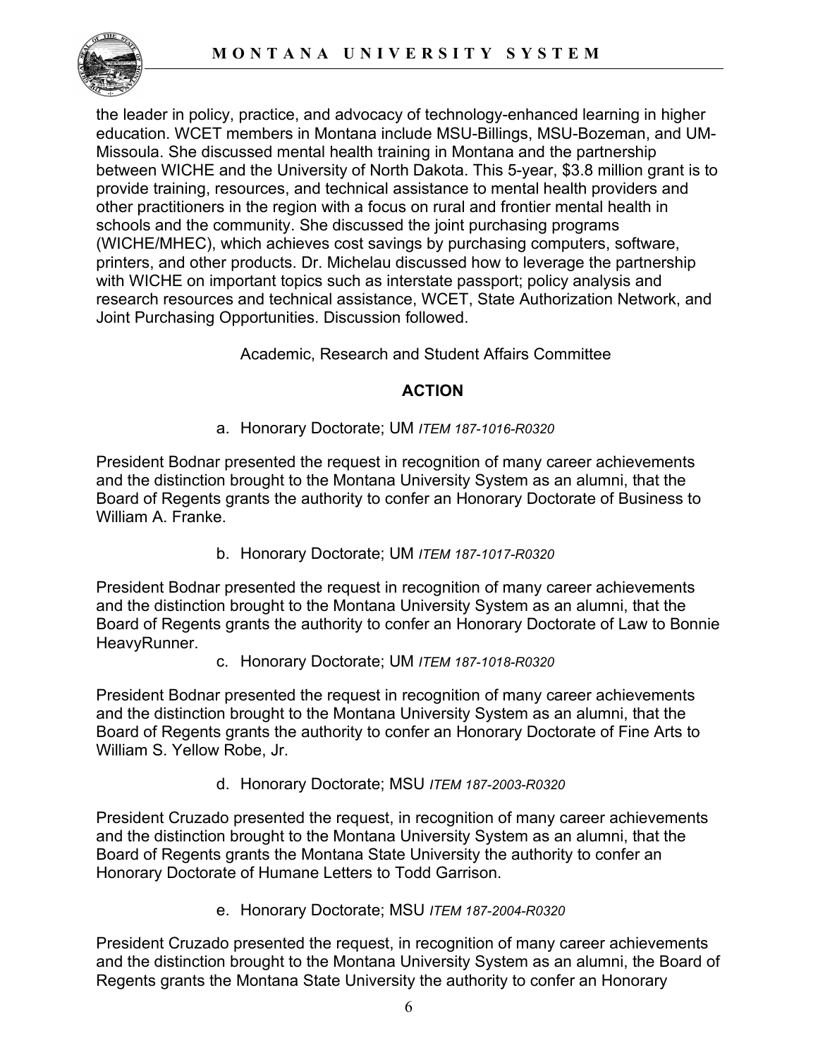the leader in policy, practice, and advocacy of technology-enhanced learning in higher education. WCET members in Montana include MSU-Billings, MSU-Bozeman, and UM-Missoula. She discussed mental health training in Montana and the partnership between WICHE and the University of North Dakota. This 5-year, $3.8 million grant is to provide training, resources, and technical assistance to mental health providers and other practitioners in the region with a focus on rural and frontier mental health in schools and the community. She discussed the joint purchasing programs (WICHE/MHEC), which achieves cost savings by purchasing computers, software, printers, and other products. Dr. Michelau discussed how to leverage the partnership with WICHE on important topics such as interstate passport; policy analysis and research resources and technical assistance, WCET, State Authorization Network, and Joint Purchasing Opportunities. Discussion followed.

Academic, Research and Student Affairs Committee

**ACTION**

a. Honorary Doctorate; UM *ITEM 187-1016-R0320*

President Bodnar presented the request in recognition of many career achievements and the distinction brought to the Montana University System as an alumni, that the Board of Regents grants the authority to confer an Honorary Doctorate of Business to William A. Franke.

b. Honorary Doctorate; UM *ITEM 187-1017-R0320*

President Bodnar presented the request in recognition of many career achievements and the distinction brought to the Montana University System as an alumni, that the Board of Regents grants the authority to confer an Honorary Doctorate of Law to Bonnie HeavyRunner.

c. Honorary Doctorate; UM *ITEM 187-1018-R0320*

President Bodnar presented the request in recognition of many career achievements and the distinction brought to the Montana University System as an alumni, that the Board of Regents grants the authority to confer an Honorary Doctorate of Fine Arts to William S. Yellow Robe, Jr.

d. Honorary Doctorate; MSU *ITEM 187-2003-R0320*

President Cruzado presented the request, in recognition of many career achievements and the distinction brought to the Montana University System as an alumni, that the Board of Regents grants the Montana State University the authority to confer an Honorary Doctorate of Humane Letters to Todd Garrison.

e. Honorary Doctorate; MSU *ITEM 187-2004-R0320*

President Cruzado presented the request, in recognition of many career achievements and the distinction brought to the Montana University System as an alumni, the Board of Regents grants the Montana State University the authority to confer an Honorary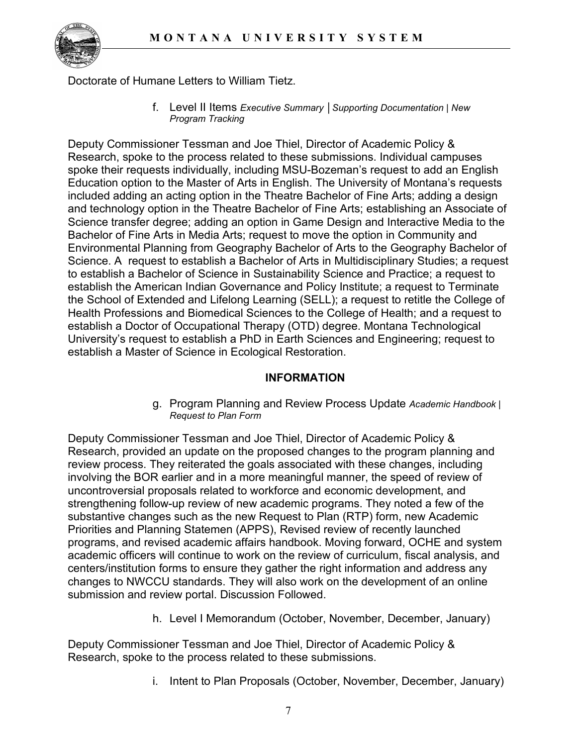Doctorate of Humane Letters to William Tietz.

f. Level II Items *Executive Summary │Supporting Documentation | New Program Tracking*

Deputy Commissioner Tessman and Joe Thiel, Director of Academic Policy & Research, spoke to the process related to these submissions. Individual campuses spoke their requests individually, including MSU-Bozeman's request to add an English Education option to the Master of Arts in English. The University of Montana's requests included adding an acting option in the Theatre Bachelor of Fine Arts; adding a design and technology option in the Theatre Bachelor of Fine Arts; establishing an Associate of Science transfer degree; adding an option in Game Design and Interactive Media to the Bachelor of Fine Arts in Media Arts; request to move the option in Community and Environmental Planning from Geography Bachelor of Arts to the Geography Bachelor of Science. A request to establish a Bachelor of Arts in Multidisciplinary Studies; a request to establish a Bachelor of Science in Sustainability Science and Practice; a request to establish the American Indian Governance and Policy Institute; a request to Terminate the School of Extended and Lifelong Learning (SELL); a request to retitle the College of Health Professions and Biomedical Sciences to the College of Health; and a request to establish a Doctor of Occupational Therapy (OTD) degree. Montana Technological University's request to establish a PhD in Earth Sciences and Engineering; request to establish a Master of Science in Ecological Restoration.

## INFORMATION

g. Program Planning and Review Process Update *Academic Handbook | Request to Plan Form*

Deputy Commissioner Tessman and Joe Thiel, Director of Academic Policy & Research, provided an update on the proposed changes to the program planning and review process. They reiterated the goals associated with these changes, including involving the BOR earlier and in a more meaningful manner, the speed of review of uncontroversial proposals related to workforce and economic development, and strengthening follow-up review of new academic programs. They noted a few of the substantive changes such as the new Request to Plan (RTP) form, new Academic Priorities and Planning Statemen (APPS), Revised review of recently launched programs, and revised academic affairs handbook. Moving forward, OCHE and system academic officers will continue to work on the review of curriculum, fiscal analysis, and centers/institution forms to ensure they gather the right information and address any changes to NWCCU standards. They will also work on the development of an online submission and review portal. Discussion Followed.

h. Level I Memorandum (October, November, December, January)

Deputy Commissioner Tessman and Joe Thiel, Director of Academic Policy & Research, spoke to the process related to these submissions.

i. Intent to Plan Proposals (October, November, December, January)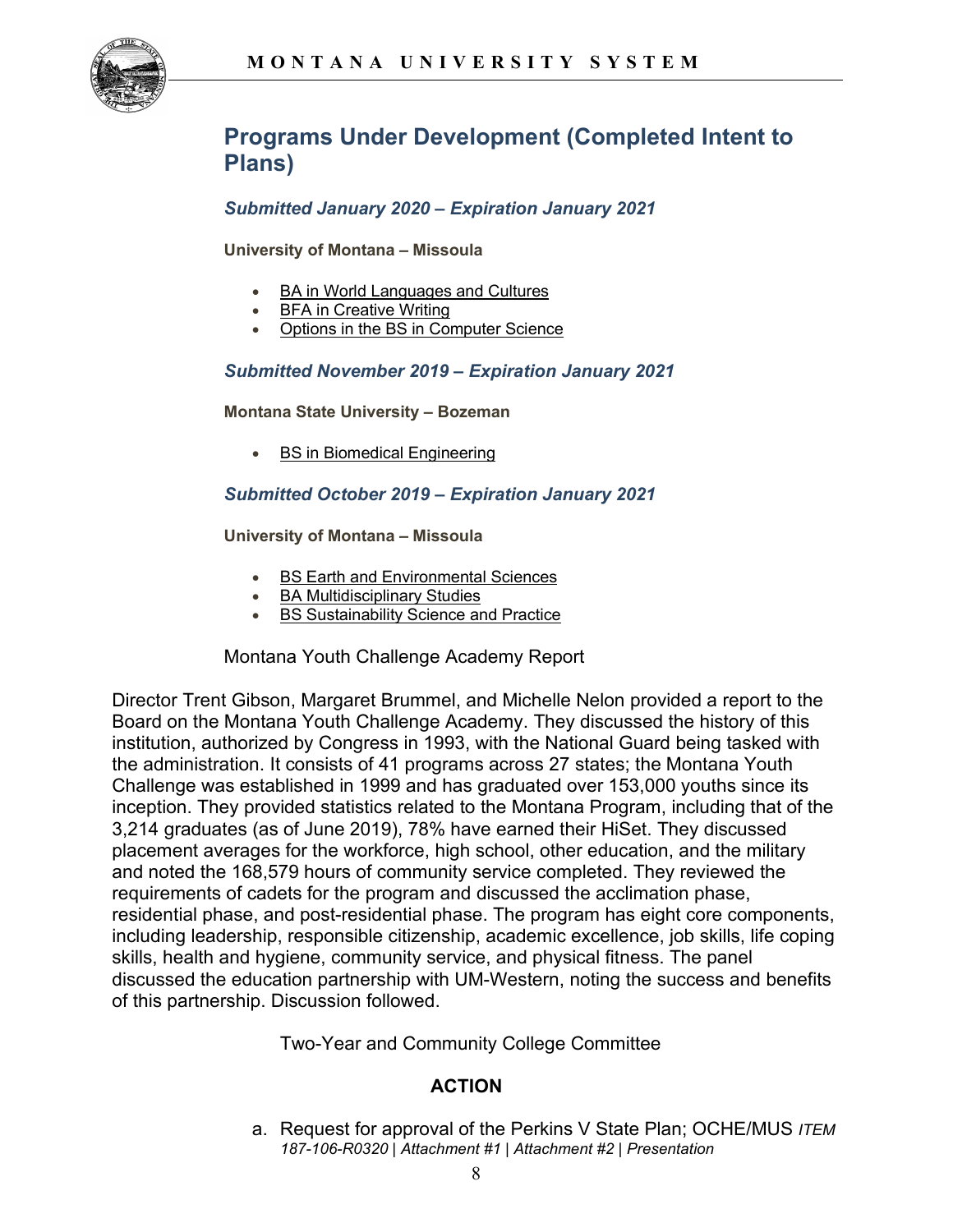## Programs Under Development (Completed Intent to Plans)

### *Submitted January 2020 – Expiration January 2021*

**University of Montana – Missoula**

- BA in World Languages and Cultures
- BFA in Creative Writing
- Options in the BS in Computer Science

### *Submitted November 2019 – Expiration January 2021*

**Montana State University – Bozeman**

- BS in Biomedical Engineering

### *Submitted October 2019 – Expiration January 2021*

**University of Montana – Missoula**

- BS Earth and Environmental Sciences
- BA Multidisciplinary Studies
- BS Sustainability Science and Practice

Montana Youth Challenge Academy Report

Director Trent Gibson, Margaret Brummel, and Michelle Nelon provided a report to the Board on the Montana Youth Challenge Academy. They discussed the history of this institution, authorized by Congress in 1993, with the National Guard being tasked with the administration. It consists of 41 programs across 27 states; the Montana Youth Challenge was established in 1999 and has graduated over 153,000 youths since its inception. They provided statistics related to the Montana Program, including that of the 3,214 graduates (as of June 2019), 78% have earned their HiSet. They discussed placement averages for the workforce, high school, other education, and the military and noted the 168,579 hours of community service completed. They reviewed the requirements of cadets for the program and discussed the acclimation phase, residential phase, and post-residential phase. The program has eight core components, including leadership, responsible citizenship, academic excellence, job skills, life coping skills, health and hygiene, community service, and physical fitness. The panel discussed the education partnership with UM-Western, noting the success and benefits of this partnership. Discussion followed.

Two-Year and Community College Committee

**ACTION**

a. Request for approval of the Perkins V State Plan; OCHE/MUS *ITEM 187-106-R0320 | Attachment #1 | Attachment #2 | Presentation*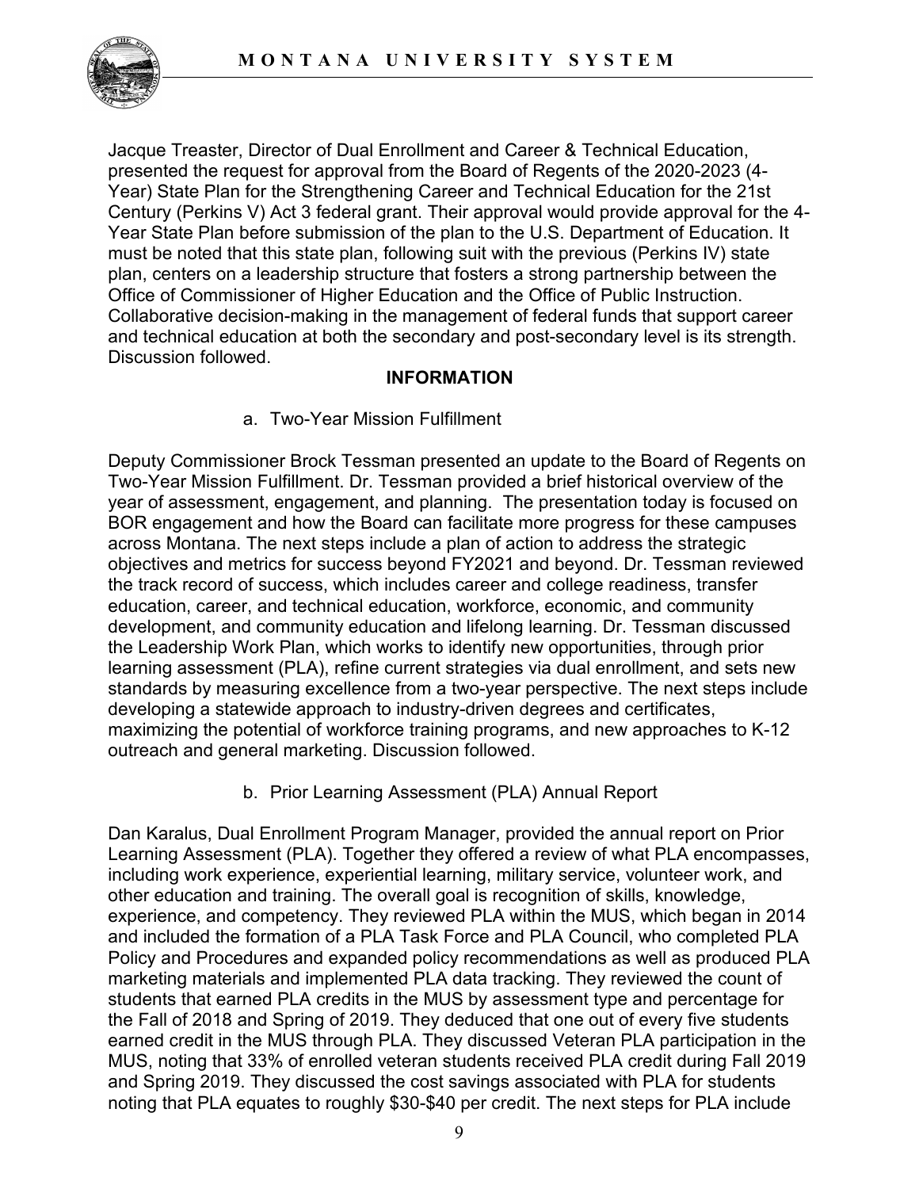Jacque Treaster, Director of Dual Enrollment and Career & Technical Education, presented the request for approval from the Board of Regents of the 2020-2023 (4-Year) State Plan for the Strengthening Career and Technical Education for the 21st Century (Perkins V) Act 3 federal grant. Their approval would provide approval for the 4-Year State Plan before submission of the plan to the U.S. Department of Education. It must be noted that this state plan, following suit with the previous (Perkins IV) state plan, centers on a leadership structure that fosters a strong partnership between the Office of Commissioner of Higher Education and the Office of Public Instruction. Collaborative decision-making in the management of federal funds that support career and technical education at both the secondary and post-secondary level is its strength. Discussion followed.

## INFORMATION

a. Two-Year Mission Fulfillment

Deputy Commissioner Brock Tessman presented an update to the Board of Regents on Two-Year Mission Fulfillment. Dr. Tessman provided a brief historical overview of the year of assessment, engagement, and planning. The presentation today is focused on BOR engagement and how the Board can facilitate more progress for these campuses across Montana. The next steps include a plan of action to address the strategic objectives and metrics for success beyond FY2021 and beyond. Dr. Tessman reviewed the track record of success, which includes career and college readiness, transfer education, career, and technical education, workforce, economic, and community development, and community education and lifelong learning. Dr. Tessman discussed the Leadership Work Plan, which works to identify new opportunities, through prior learning assessment (PLA), refine current strategies via dual enrollment, and sets new standards by measuring excellence from a two-year perspective. The next steps include developing a statewide approach to industry-driven degrees and certificates, maximizing the potential of workforce training programs, and new approaches to K-12 outreach and general marketing. Discussion followed.

b. Prior Learning Assessment (PLA) Annual Report

Dan Karalus, Dual Enrollment Program Manager, provided the annual report on Prior Learning Assessment (PLA). Together they offered a review of what PLA encompasses, including work experience, experiential learning, military service, volunteer work, and other education and training. The overall goal is recognition of skills, knowledge, experience, and competency. They reviewed PLA within the MUS, which began in 2014 and included the formation of a PLA Task Force and PLA Council, who completed PLA Policy and Procedures and expanded policy recommendations as well as produced PLA marketing materials and implemented PLA data tracking. They reviewed the count of students that earned PLA credits in the MUS by assessment type and percentage for the Fall of 2018 and Spring of 2019. They deduced that one out of every five students earned credit in the MUS through PLA. They discussed Veteran PLA participation in the MUS, noting that 33% of enrolled veteran students received PLA credit during Fall 2019 and Spring 2019. They discussed the cost savings associated with PLA for students noting that PLA equates to roughly $30-$40 per credit. The next steps for PLA include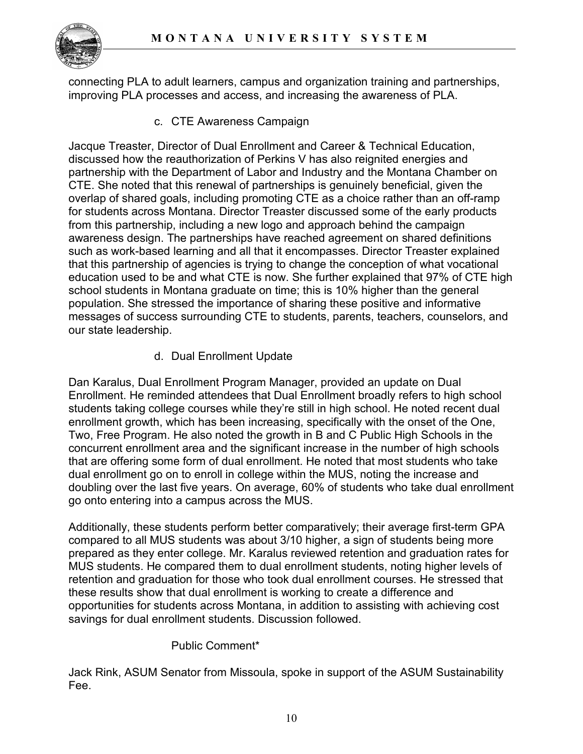connecting PLA to adult learners, campus and organization training and partnerships, improving PLA processes and access, and increasing the awareness of PLA.

c. CTE Awareness Campaign

Jacque Treaster, Director of Dual Enrollment and Career & Technical Education, discussed how the reauthorization of Perkins V has also reignited energies and partnership with the Department of Labor and Industry and the Montana Chamber on CTE. She noted that this renewal of partnerships is genuinely beneficial, given the overlap of shared goals, including promoting CTE as a choice rather than an off-ramp for students across Montana. Director Treaster discussed some of the early products from this partnership, including a new logo and approach behind the campaign awareness design. The partnerships have reached agreement on shared definitions such as work-based learning and all that it encompasses. Director Treaster explained that this partnership of agencies is trying to change the conception of what vocational education used to be and what CTE is now. She further explained that 97% of CTE high school students in Montana graduate on time; this is 10% higher than the general population. She stressed the importance of sharing these positive and informative messages of success surrounding CTE to students, parents, teachers, counselors, and our state leadership.

d. Dual Enrollment Update

Dan Karalus, Dual Enrollment Program Manager, provided an update on Dual Enrollment. He reminded attendees that Dual Enrollment broadly refers to high school students taking college courses while they're still in high school. He noted recent dual enrollment growth, which has been increasing, specifically with the onset of the One, Two, Free Program. He also noted the growth in B and C Public High Schools in the concurrent enrollment area and the significant increase in the number of high schools that are offering some form of dual enrollment. He noted that most students who take dual enrollment go on to enroll in college within the MUS, noting the increase and doubling over the last five years. On average, 60% of students who take dual enrollment go onto entering into a campus across the MUS.

Additionally, these students perform better comparatively; their average first-term GPA compared to all MUS students was about 3/10 higher, a sign of students being more prepared as they enter college. Mr. Karalus reviewed retention and graduation rates for MUS students. He compared them to dual enrollment students, noting higher levels of retention and graduation for those who took dual enrollment courses. He stressed that these results show that dual enrollment is working to create a difference and opportunities for students across Montana, in addition to assisting with achieving cost savings for dual enrollment students. Discussion followed.

Public Comment*

Jack Rink, ASUM Senator from Missoula, spoke in support of the ASUM Sustainability Fee.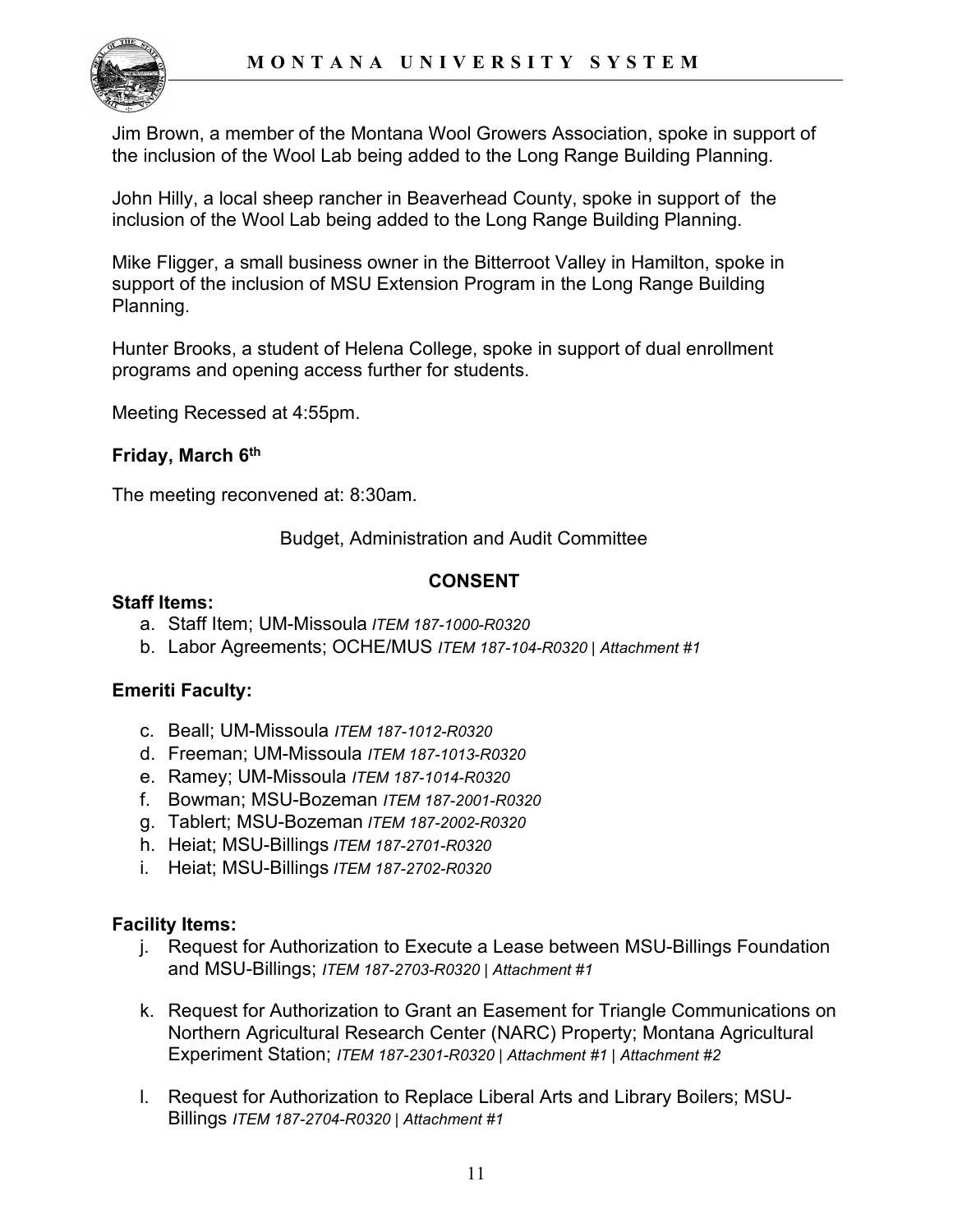Jim Brown, a member of the Montana Wool Growers Association, spoke in support of the inclusion of the Wool Lab being added to the Long Range Building Planning.

John Hilly, a local sheep rancher in Beaverhead County, spoke in support of the inclusion of the Wool Lab being added to the Long Range Building Planning.

Mike Fligger, a small business owner in the Bitterroot Valley in Hamilton, spoke in support of the inclusion of MSU Extension Program in the Long Range Building Planning.

Hunter Brooks, a student of Helena College, spoke in support of dual enrollment programs and opening access further for students.

Meeting Recessed at 4:55pm.

**Friday, March 6th**

The meeting reconvened at: 8:30am.

Budget, Administration and Audit Committee

**CONSENT**

**Staff Items:**

a. Staff Item; UM-Missoula *ITEM 187-1000-R0320*
b. Labor Agreements; OCHE/MUS *ITEM 187-104-R0320 | Attachment #1*

**Emeriti Faculty:**

c. Beall; UM-Missoula *ITEM 187-1012-R0320*
d. Freeman; UM-Missoula *ITEM 187-1013-R0320*
e. Ramey; UM-Missoula *ITEM 187-1014-R0320*
f. Bowman; MSU-Bozeman *ITEM 187-2001-R0320*
g. Tablert; MSU-Bozeman *ITEM 187-2002-R0320*
h. Heiat; MSU-Billings *ITEM 187-2701-R0320*
i. Heiat; MSU-Billings *ITEM 187-2702-R0320*

**Facility Items:**

j. Request for Authorization to Execute a Lease between MSU-Billings Foundation and MSU-Billings; *ITEM 187-2703-R0320 | Attachment #1*

k. Request for Authorization to Grant an Easement for Triangle Communications on Northern Agricultural Research Center (NARC) Property; Montana Agricultural Experiment Station; *ITEM 187-2301-R0320 | Attachment #1 | Attachment #2*

l. Request for Authorization to Replace Liberal Arts and Library Boilers; MSU-Billings *ITEM 187-2704-R0320 | Attachment #1*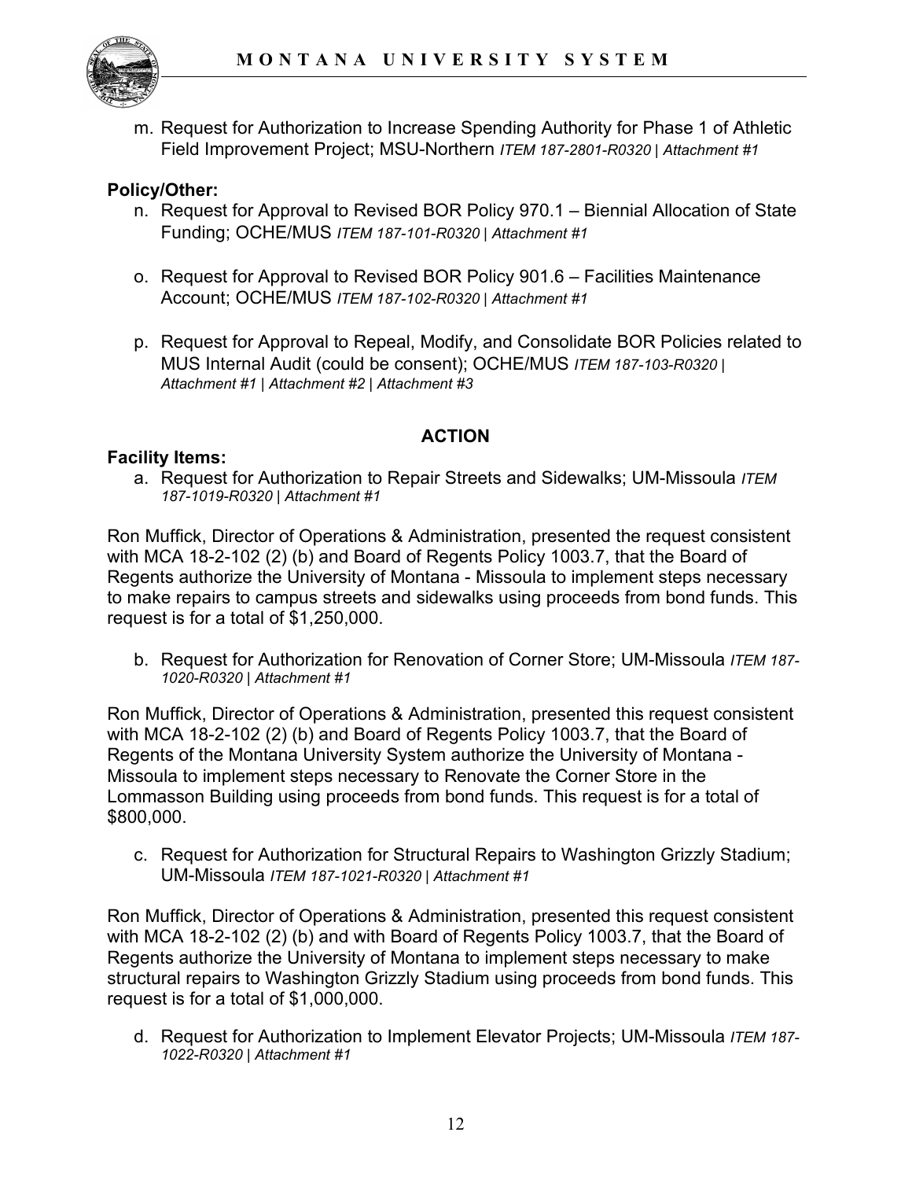m. Request for Authorization to Increase Spending Authority for Phase 1 of Athletic Field Improvement Project; MSU-Northern *ITEM 187-2801-R0320 | Attachment #1*

**Policy/Other:**

n. Request for Approval to Revised BOR Policy 970.1 – Biennial Allocation of State Funding; OCHE/MUS *ITEM 187-101-R0320 | Attachment #1*

o. Request for Approval to Revised BOR Policy 901.6 – Facilities Maintenance Account; OCHE/MUS *ITEM 187-102-R0320 | Attachment #1*

p. Request for Approval to Repeal, Modify, and Consolidate BOR Policies related to MUS Internal Audit (could be consent); OCHE/MUS *ITEM 187-103-R0320 | Attachment #1 | Attachment #2 | Attachment #3*

## ACTION

**Facility Items:**

a. Request for Authorization to Repair Streets and Sidewalks; UM-Missoula *ITEM 187-1019-R0320 | Attachment #1*

Ron Muffick, Director of Operations & Administration, presented the request consistent with MCA 18-2-102 (2) (b) and Board of Regents Policy 1003.7, that the Board of Regents authorize the University of Montana - Missoula to implement steps necessary to make repairs to campus streets and sidewalks using proceeds from bond funds. This request is for a total of $1,250,000.

b. Request for Authorization for Renovation of Corner Store; UM-Missoula *ITEM 187-1020-R0320 | Attachment #1*

Ron Muffick, Director of Operations & Administration, presented this request consistent with MCA 18-2-102 (2) (b) and Board of Regents Policy 1003.7, that the Board of Regents of the Montana University System authorize the University of Montana - Missoula to implement steps necessary to Renovate the Corner Store in the Lommasson Building using proceeds from bond funds. This request is for a total of $800,000.

c. Request for Authorization for Structural Repairs to Washington Grizzly Stadium; UM-Missoula *ITEM 187-1021-R0320 | Attachment #1*

Ron Muffick, Director of Operations & Administration, presented this request consistent with MCA 18-2-102 (2) (b) and with Board of Regents Policy 1003.7, that the Board of Regents authorize the University of Montana to implement steps necessary to make structural repairs to Washington Grizzly Stadium using proceeds from bond funds. This request is for a total of $1,000,000.

d. Request for Authorization to Implement Elevator Projects; UM-Missoula *ITEM 187-1022-R0320 | Attachment #1*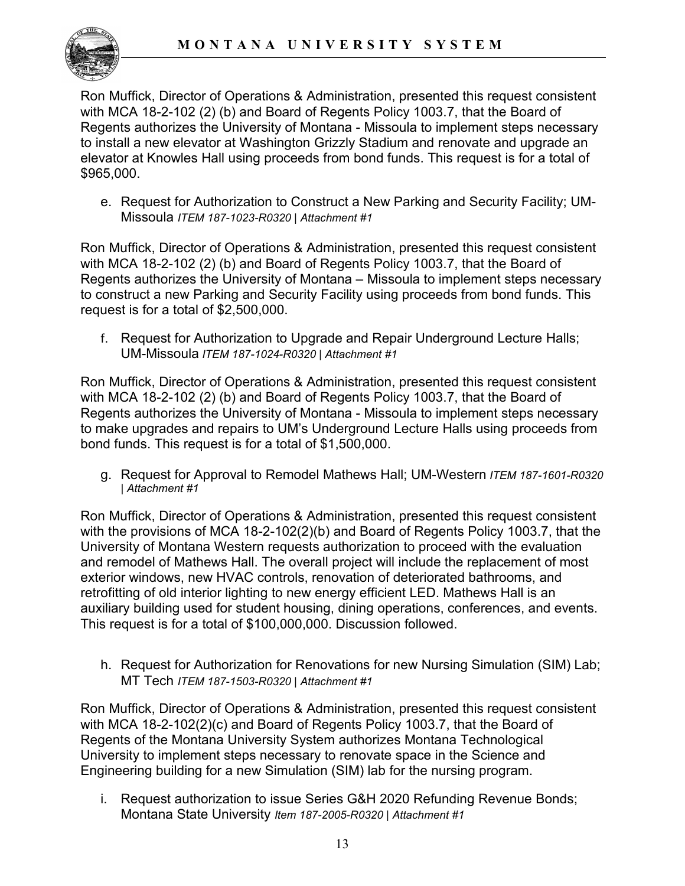Ron Muffick, Director of Operations & Administration, presented this request consistent with MCA 18-2-102 (2) (b) and Board of Regents Policy 1003.7, that the Board of Regents authorizes the University of Montana - Missoula to implement steps necessary to install a new elevator at Washington Grizzly Stadium and renovate and upgrade an elevator at Knowles Hall using proceeds from bond funds. This request is for a total of $965,000.

e. Request for Authorization to Construct a New Parking and Security Facility; UM-Missoula *ITEM 187-1023-R0320 | Attachment #1*

Ron Muffick, Director of Operations & Administration, presented this request consistent with MCA 18-2-102 (2) (b) and Board of Regents Policy 1003.7, that the Board of Regents authorizes the University of Montana – Missoula to implement steps necessary to construct a new Parking and Security Facility using proceeds from bond funds. This request is for a total of $2,500,000.

f. Request for Authorization to Upgrade and Repair Underground Lecture Halls; UM-Missoula *ITEM 187-1024-R0320 | Attachment #1*

Ron Muffick, Director of Operations & Administration, presented this request consistent with MCA 18-2-102 (2) (b) and Board of Regents Policy 1003.7, that the Board of Regents authorizes the University of Montana - Missoula to implement steps necessary to make upgrades and repairs to UM's Underground Lecture Halls using proceeds from bond funds. This request is for a total of $1,500,000.

g. Request for Approval to Remodel Mathews Hall; UM-Western *ITEM 187-1601-R0320 | Attachment #1*

Ron Muffick, Director of Operations & Administration, presented this request consistent with the provisions of MCA 18-2-102(2)(b) and Board of Regents Policy 1003.7, that the University of Montana Western requests authorization to proceed with the evaluation and remodel of Mathews Hall. The overall project will include the replacement of most exterior windows, new HVAC controls, renovation of deteriorated bathrooms, and retrofitting of old interior lighting to new energy efficient LED. Mathews Hall is an auxiliary building used for student housing, dining operations, conferences, and events. This request is for a total of $100,000,000. Discussion followed.

h. Request for Authorization for Renovations for new Nursing Simulation (SIM) Lab; MT Tech *ITEM 187-1503-R0320 | Attachment #1*

Ron Muffick, Director of Operations & Administration, presented this request consistent with MCA 18-2-102(2)(c) and Board of Regents Policy 1003.7, that the Board of Regents of the Montana University System authorizes Montana Technological University to implement steps necessary to renovate space in the Science and Engineering building for a new Simulation (SIM) lab for the nursing program.

i. Request authorization to issue Series G&H 2020 Refunding Revenue Bonds; Montana State University *Item 187-2005-R0320 | Attachment #1*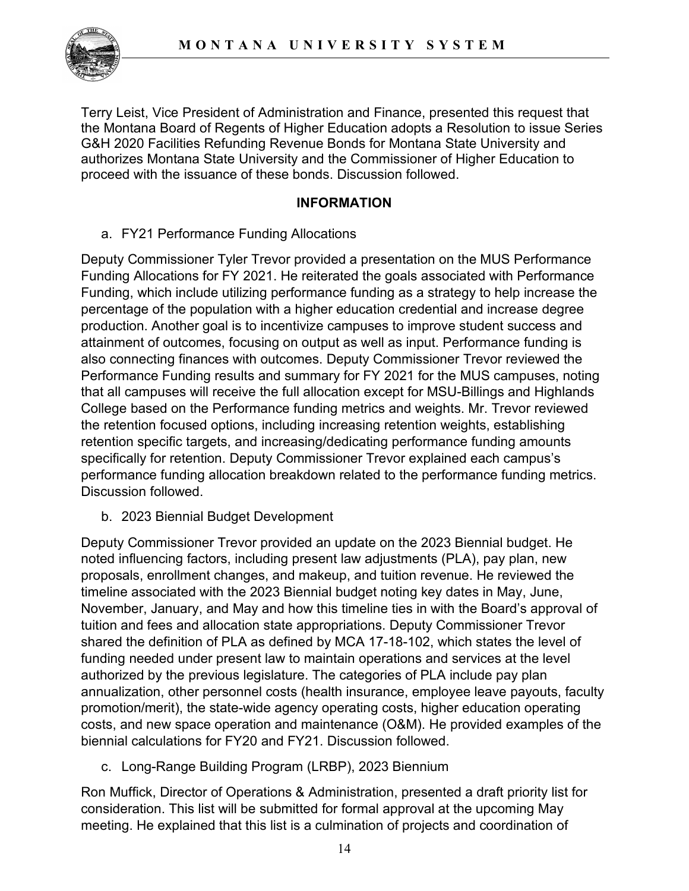Terry Leist, Vice President of Administration and Finance, presented this request that the Montana Board of Regents of Higher Education adopts a Resolution to issue Series G&H 2020 Facilities Refunding Revenue Bonds for Montana State University and authorizes Montana State University and the Commissioner of Higher Education to proceed with the issuance of these bonds. Discussion followed.

**INFORMATION**

a. FY21 Performance Funding Allocations

Deputy Commissioner Tyler Trevor provided a presentation on the MUS Performance Funding Allocations for FY 2021. He reiterated the goals associated with Performance Funding, which include utilizing performance funding as a strategy to help increase the percentage of the population with a higher education credential and increase degree production. Another goal is to incentivize campuses to improve student success and attainment of outcomes, focusing on output as well as input. Performance funding is also connecting finances with outcomes. Deputy Commissioner Trevor reviewed the Performance Funding results and summary for FY 2021 for the MUS campuses, noting that all campuses will receive the full allocation except for MSU-Billings and Highlands College based on the Performance funding metrics and weights. Mr. Trevor reviewed the retention focused options, including increasing retention weights, establishing retention specific targets, and increasing/dedicating performance funding amounts specifically for retention. Deputy Commissioner Trevor explained each campus's performance funding allocation breakdown related to the performance funding metrics. Discussion followed.

b. 2023 Biennial Budget Development

Deputy Commissioner Trevor provided an update on the 2023 Biennial budget. He noted influencing factors, including present law adjustments (PLA), pay plan, new proposals, enrollment changes, and makeup, and tuition revenue. He reviewed the timeline associated with the 2023 Biennial budget noting key dates in May, June, November, January, and May and how this timeline ties in with the Board's approval of tuition and fees and allocation state appropriations. Deputy Commissioner Trevor shared the definition of PLA as defined by MCA 17-18-102, which states the level of funding needed under present law to maintain operations and services at the level authorized by the previous legislature. The categories of PLA include pay plan annualization, other personnel costs (health insurance, employee leave payouts, faculty promotion/merit), the state-wide agency operating costs, higher education operating costs, and new space operation and maintenance (O&M). He provided examples of the biennial calculations for FY20 and FY21. Discussion followed.

c. Long-Range Building Program (LRBP), 2023 Biennium

Ron Muffick, Director of Operations & Administration, presented a draft priority list for consideration. This list will be submitted for formal approval at the upcoming May meeting. He explained that this list is a culmination of projects and coordination of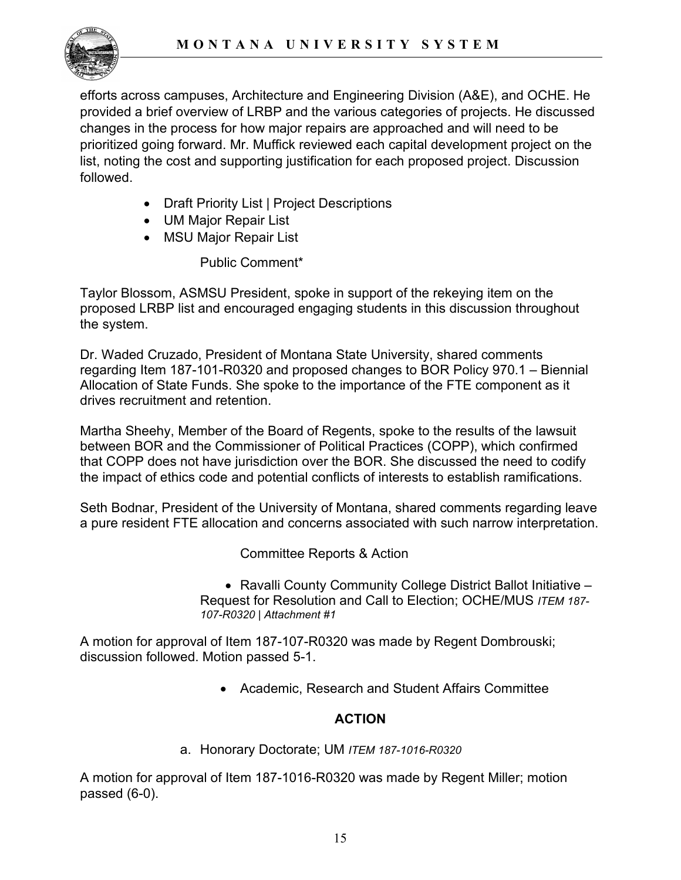efforts across campuses, Architecture and Engineering Division (A&E), and OCHE. He provided a brief overview of LRBP and the various categories of projects. He discussed changes in the process for how major repairs are approached and will need to be prioritized going forward. Mr. Muffick reviewed each capital development project on the list, noting the cost and supporting justification for each proposed project. Discussion followed.

- Draft Priority List | Project Descriptions
- UM Major Repair List
- MSU Major Repair List

Public Comment*

Taylor Blossom, ASMSU President, spoke in support of the rekeying item on the proposed LRBP list and encouraged engaging students in this discussion throughout the system.

Dr. Waded Cruzado, President of Montana State University, shared comments regarding Item 187-101-R0320 and proposed changes to BOR Policy 970.1 – Biennial Allocation of State Funds. She spoke to the importance of the FTE component as it drives recruitment and retention.

Martha Sheehy, Member of the Board of Regents, spoke to the results of the lawsuit between BOR and the Commissioner of Political Practices (COPP), which confirmed that COPP does not have jurisdiction over the BOR. She discussed the need to codify the impact of ethics code and potential conflicts of interests to establish ramifications.

Seth Bodnar, President of the University of Montana, shared comments regarding leave a pure resident FTE allocation and concerns associated with such narrow interpretation.

Committee Reports & Action

- Ravalli County Community College District Ballot Initiative – Request for Resolution and Call to Election; OCHE/MUS *ITEM 187-107-R0320 | Attachment #1*

A motion for approval of Item 187-107-R0320 was made by Regent Dombrouski; discussion followed. Motion passed 5-1.

- Academic, Research and Student Affairs Committee

**ACTION**

a. Honorary Doctorate; UM *ITEM 187-1016-R0320*

A motion for approval of Item 187-1016-R0320 was made by Regent Miller; motion passed (6-0).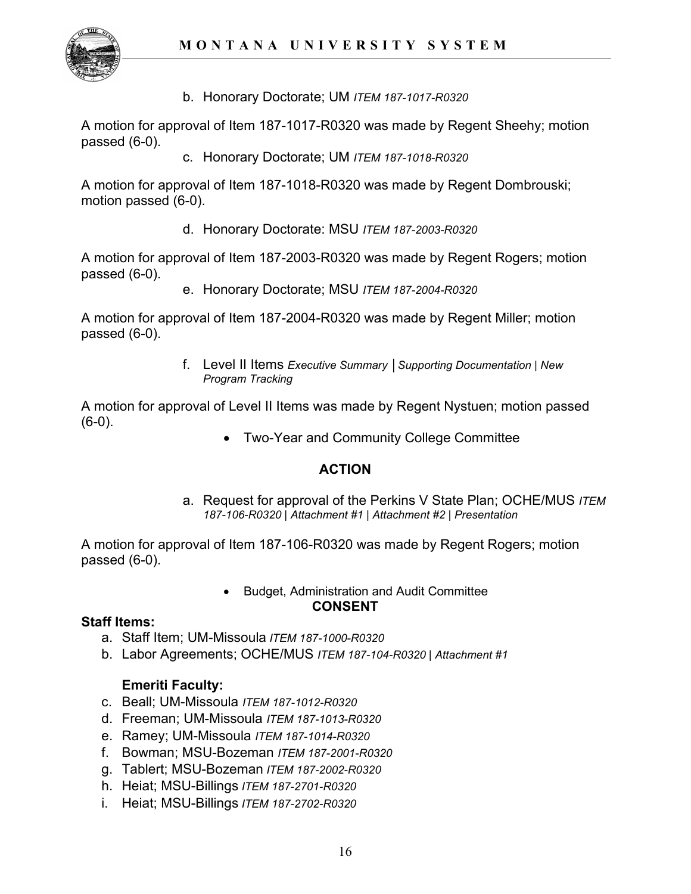b. Honorary Doctorate; UM *ITEM 187-1017-R0320*

A motion for approval of Item 187-1017-R0320 was made by Regent Sheehy; motion passed (6-0).

c. Honorary Doctorate; UM *ITEM 187-1018-R0320*

A motion for approval of Item 187-1018-R0320 was made by Regent Dombrouski; motion passed (6-0).

d. Honorary Doctorate: MSU *ITEM 187-2003-R0320*

A motion for approval of Item 187-2003-R0320 was made by Regent Rogers; motion passed (6-0).

e. Honorary Doctorate; MSU *ITEM 187-2004-R0320*

A motion for approval of Item 187-2004-R0320 was made by Regent Miller; motion passed (6-0).

f. Level II Items *Executive Summary* | *Supporting Documentation* | *New Program Tracking*

A motion for approval of Level II Items was made by Regent Nystuen; motion passed (6-0).

- Two-Year and Community College Committee

**ACTION**

a. Request for approval of the Perkins V State Plan; OCHE/MUS *ITEM 187-106-R0320* | *Attachment #1* | *Attachment #2* | *Presentation*

A motion for approval of Item 187-106-R0320 was made by Regent Rogers; motion passed (6-0).

- Budget, Administration and Audit Committee

**CONSENT**

**Staff Items:**

a. Staff Item; UM-Missoula *ITEM 187-1000-R0320*
b. Labor Agreements; OCHE/MUS *ITEM 187-104-R0320* | *Attachment #1*

**Emeriti Faculty:**

c. Beall; UM-Missoula *ITEM 187-1012-R0320*
d. Freeman; UM-Missoula *ITEM 187-1013-R0320*
e. Ramey; UM-Missoula *ITEM 187-1014-R0320*
f. Bowman; MSU-Bozeman *ITEM 187-2001-R0320*
g. Tablert; MSU-Bozeman *ITEM 187-2002-R0320*
h. Heiat; MSU-Billings *ITEM 187-2701-R0320*
i. Heiat; MSU-Billings *ITEM 187-2702-R0320*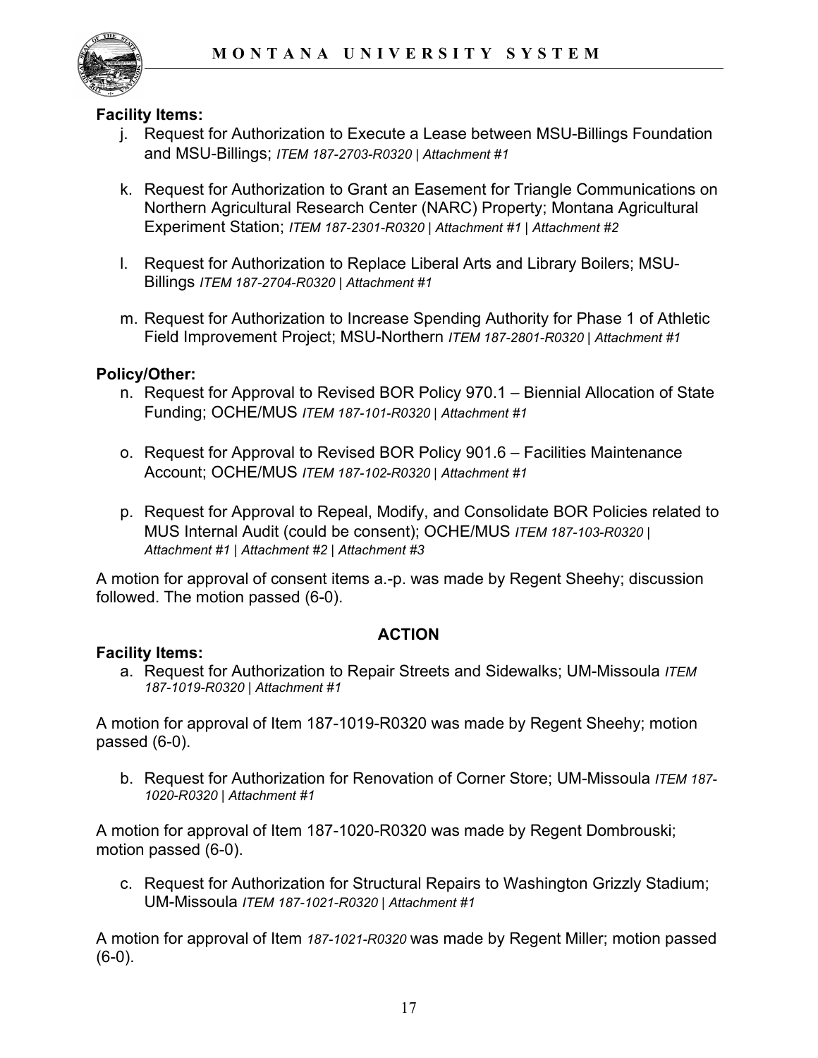**Facility Items:**

j. Request for Authorization to Execute a Lease between MSU-Billings Foundation and MSU-Billings; *ITEM 187-2703-R0320 | Attachment #1*

k. Request for Authorization to Grant an Easement for Triangle Communications on Northern Agricultural Research Center (NARC) Property; Montana Agricultural Experiment Station; *ITEM 187-2301-R0320 | Attachment #1 | Attachment #2*

l. Request for Authorization to Replace Liberal Arts and Library Boilers; MSU-Billings *ITEM 187-2704-R0320 | Attachment #1*

m. Request for Authorization to Increase Spending Authority for Phase 1 of Athletic Field Improvement Project; MSU-Northern *ITEM 187-2801-R0320 | Attachment #1*

**Policy/Other:**

n. Request for Approval to Revised BOR Policy 970.1 – Biennial Allocation of State Funding; OCHE/MUS *ITEM 187-101-R0320 | Attachment #1*

o. Request for Approval to Revised BOR Policy 901.6 – Facilities Maintenance Account; OCHE/MUS *ITEM 187-102-R0320 | Attachment #1*

p. Request for Approval to Repeal, Modify, and Consolidate BOR Policies related to MUS Internal Audit (could be consent); OCHE/MUS *ITEM 187-103-R0320 | Attachment #1 | Attachment #2 | Attachment #3*

A motion for approval of consent items a.-p. was made by Regent Sheehy; discussion followed. The motion passed (6-0).

**ACTION**

**Facility Items:**

a. Request for Authorization to Repair Streets and Sidewalks; UM-Missoula *ITEM 187-1019-R0320 | Attachment #1*

A motion for approval of Item 187-1019-R0320 was made by Regent Sheehy; motion passed (6-0).

b. Request for Authorization for Renovation of Corner Store; UM-Missoula *ITEM 187-1020-R0320 | Attachment #1*

A motion for approval of Item 187-1020-R0320 was made by Regent Dombrouski; motion passed (6-0).

c. Request for Authorization for Structural Repairs to Washington Grizzly Stadium; UM-Missoula *ITEM 187-1021-R0320 | Attachment #1*

A motion for approval of Item *187-1021-R0320* was made by Regent Miller; motion passed (6-0).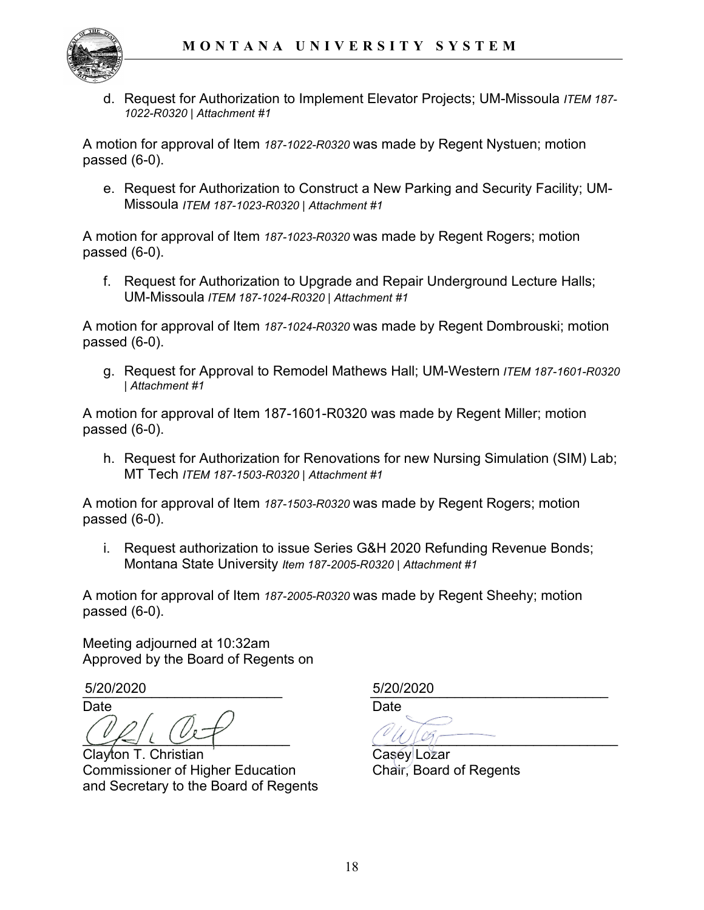d. Request for Authorization to Implement Elevator Projects; UM-Missoula *ITEM 187-1022-R0320 | Attachment #1*

A motion for approval of Item *187-1022-R0320* was made by Regent Nystuen; motion passed (6-0).

e. Request for Authorization to Construct a New Parking and Security Facility; UM-Missoula *ITEM 187-1023-R0320 | Attachment #1*

A motion for approval of Item *187-1023-R0320* was made by Regent Rogers; motion passed (6-0).

f. Request for Authorization to Upgrade and Repair Underground Lecture Halls; UM-Missoula *ITEM 187-1024-R0320 | Attachment #1*

A motion for approval of Item *187-1024-R0320* was made by Regent Dombrouski; motion passed (6-0).

g. Request for Approval to Remodel Mathews Hall; UM-Western *ITEM 187-1601-R0320 | Attachment #1*

A motion for approval of Item 187-1601-R0320 was made by Regent Miller; motion passed (6-0).

h. Request for Authorization for Renovations for new Nursing Simulation (SIM) Lab; MT Tech *ITEM 187-1503-R0320 | Attachment #1*

A motion for approval of Item *187-1503-R0320* was made by Regent Rogers; motion passed (6-0).

i. Request authorization to issue Series G&H 2020 Refunding Revenue Bonds; Montana State University *Item 187-2005-R0320 | Attachment #1*

A motion for approval of Item *187-2005-R0320* was made by Regent Sheehy; motion passed (6-0).

Meeting adjourned at 10:32am
Approved by the Board of Regents on

5/20/2020
Date

Clayton T. Christian
Commissioner of Higher Education
and Secretary to the Board of Regents

5/20/2020
Date

Casey Lozar
Chair, Board of Regents